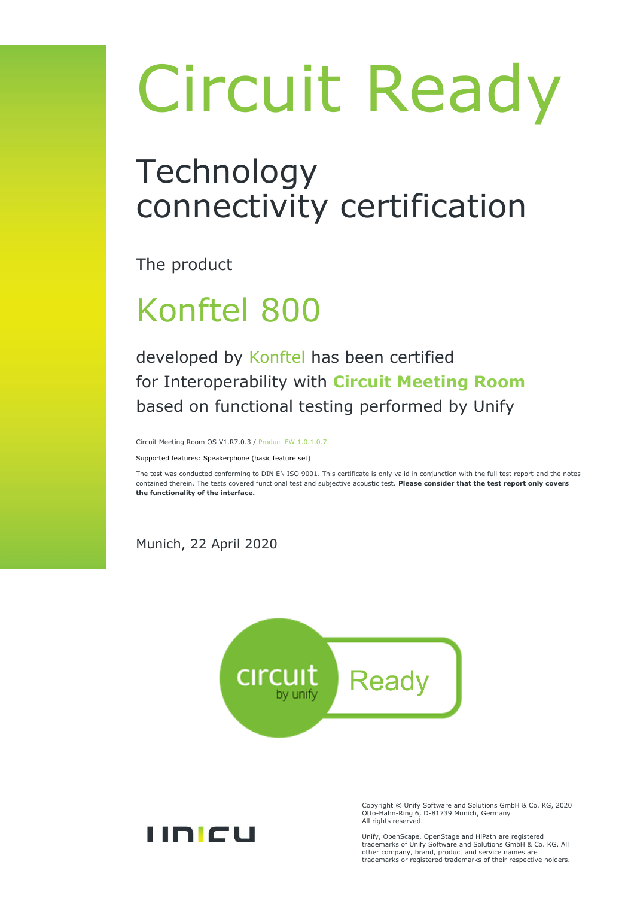# Circuit Ready

## Technology connectivity certification

The product

## Konftel 800

developed by Konftel has been certified for Interoperability with **Circuit Meeting Room** based on functional testing performed by Unify

Circuit Meeting Room OS V1.R7.0.3 / Product FW 1.0.1.0.7

Supported features: Speakerphone (basic feature set)

The test was conducted conforming to DIN EN ISO 9001. This certificate is only valid in conjunction with the full test report and the notes contained therein. The tests covered functional test and subjective acoustic test. **Please consider that the test report only covers the functionality of the interface.**

Munich, 22 April 2020

circuit by unify Ready

Copyright © Unify Software and Solutions GmbH & Co. KG, 2020
Otto-Hahn-Ring 6, D-81739 Munich, Germany
All rights reserved.

Unify, OpenScape, OpenStage and HiPath are registered trademarks of Unify Software and Solutions GmbH & Co. KG. All other company, brand, product and service names are trademarks or registered trademarks of their respective holders.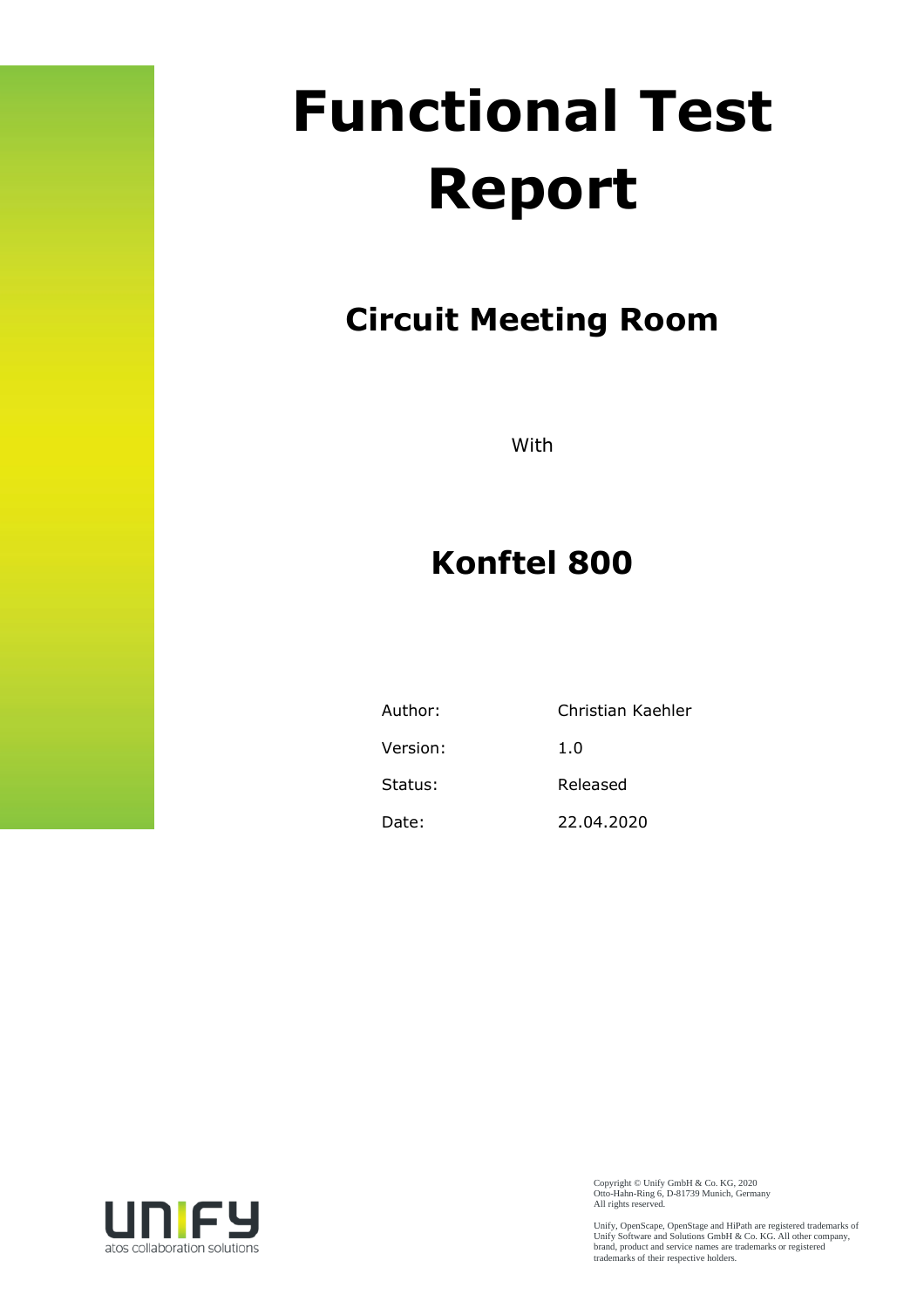# Functional Test Report

## Circuit Meeting Room

With

## Konftel 800

| | |
|---|---|
| Author: | Christian Kaehler |
| Version: | 1.0 |
| Status: | Released |
| Date: | 22.04.2020 |

Copyright © Unify GmbH & Co. KG, 2020
Otto-Hahn-Ring 6, D-81739 Munich, Germany
All rights reserved.

Unify, OpenScape, OpenStage and HiPath are registered trademarks of Unify Software and Solutions GmbH & Co. KG. All other company, brand, product and service names are trademarks or registered trademarks of their respective holders.

unify
atos collaboration solutions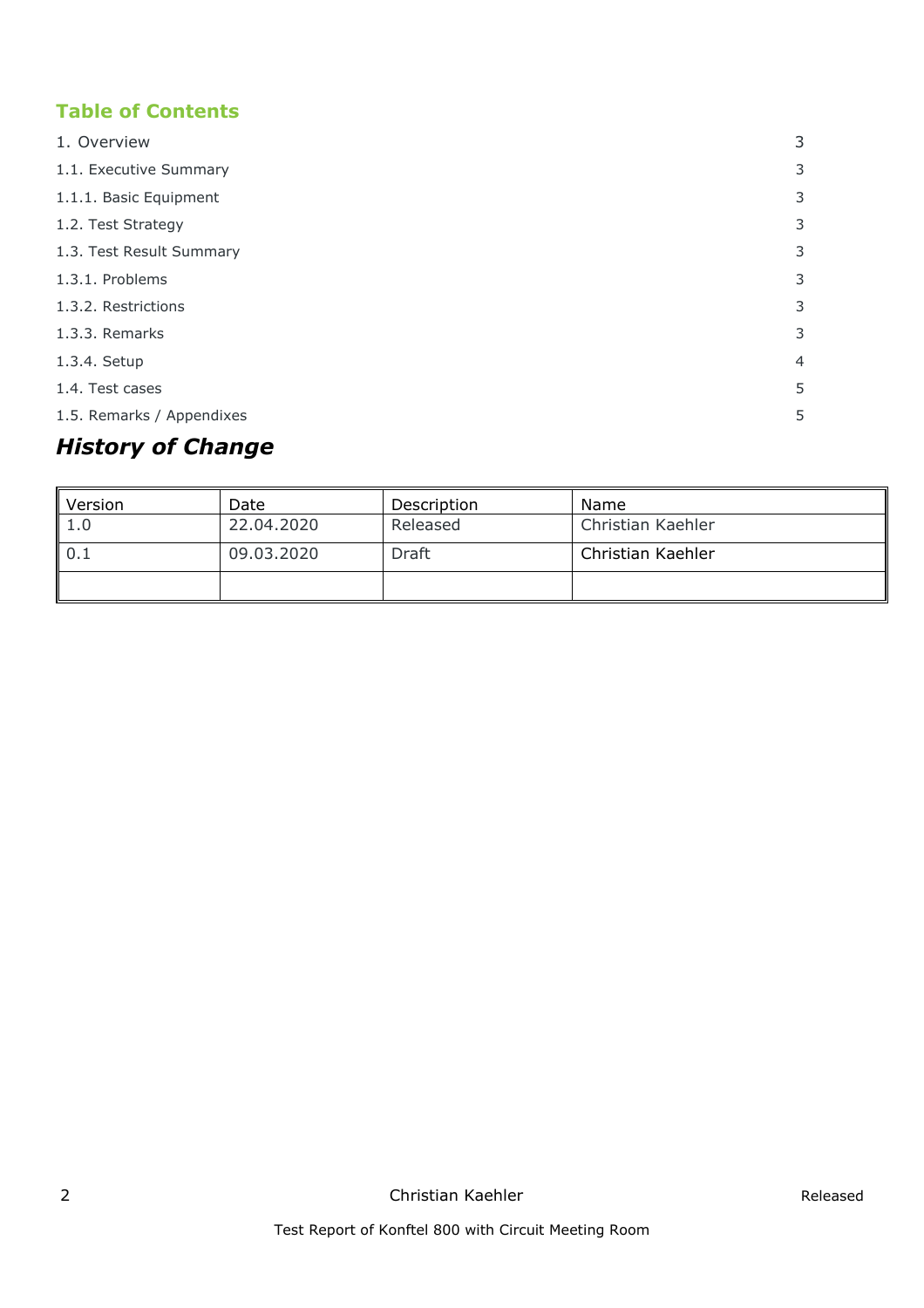## Table of Contents

| | |
|---|---|
| 1. Overview | 3 |
| 1.1. Executive Summary | 3 |
| 1.1.1. Basic Equipment | 3 |
| 1.2. Test Strategy | 3 |
| 1.3. Test Result Summary | 3 |
| 1.3.1. Problems | 3 |
| 1.3.2. Restrictions | 3 |
| 1.3.3. Remarks | 3 |
| 1.3.4. Setup | 4 |
| 1.4. Test cases | 5 |
| 1.5. Remarks / Appendixes | 5 |

## *History of Change*

| Version | Date | Description | Name |
|---|---|---|---|
| 1.0 | 22.04.2020 | Released | Christian Kaehler |
| 0.1 | 09.03.2020 | Draft | Christian Kaehler |
| | | | |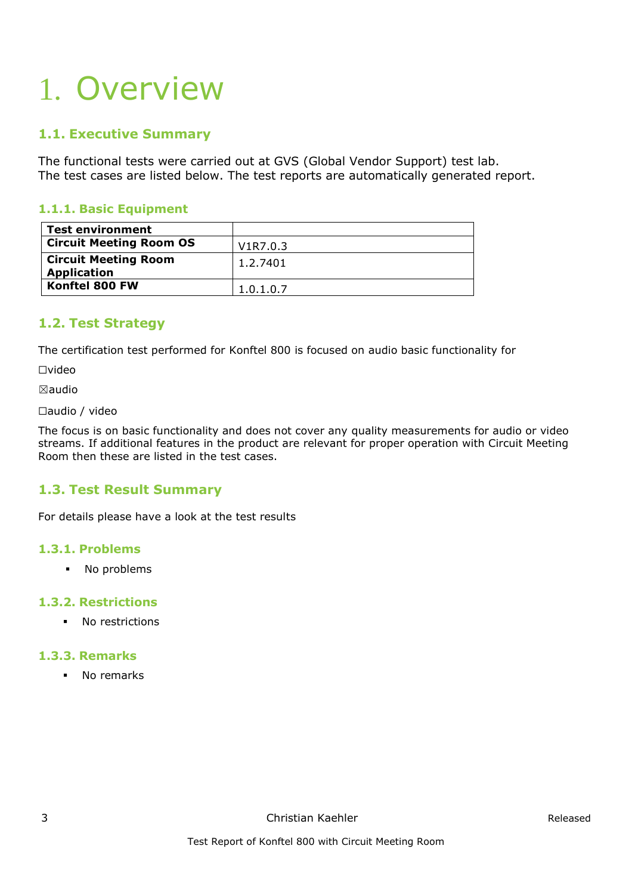# 1. Overview

## 1.1. Executive Summary

The functional tests were carried out at GVS (Global Vendor Support) test lab.
The test cases are listed below. The test reports are automatically generated report.

### 1.1.1. Basic Equipment

| Test environment | |
|---|---|
| **Circuit Meeting Room OS** | V1R7.0.3 |
| **Circuit Meeting Room Application** | 1.2.7401 |
| **Konftel 800 FW** | 1.0.1.0.7 |

## 1.2. Test Strategy

The certification test performed for Konftel 800 is focused on audio basic functionality for

☐video

☒audio

☐audio / video

The focus is on basic functionality and does not cover any quality measurements for audio or video streams. If additional features in the product are relevant for proper operation with Circuit Meeting Room then these are listed in the test cases.

## 1.3. Test Result Summary

For details please have a look at the test results

### 1.3.1. Problems

- No problems

### 1.3.2. Restrictions

- No restrictions

### 1.3.3. Remarks

- No remarks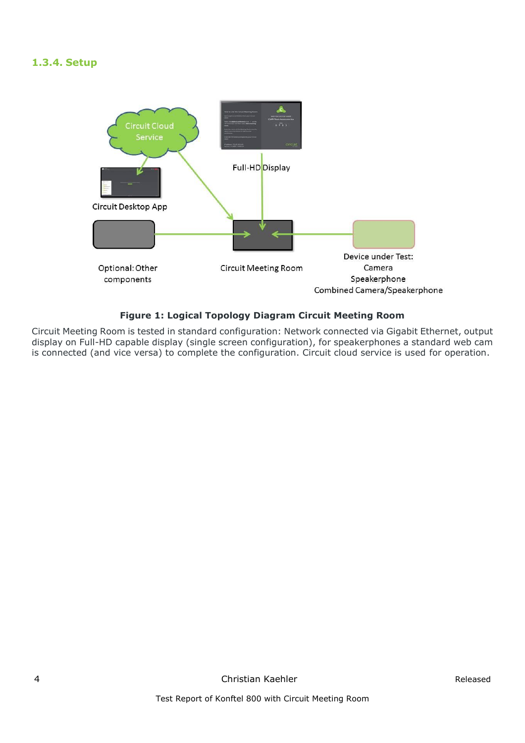### 1.3.4. Setup

Figure 1: Logical Topology Diagram Circuit Meeting Room

Circuit Meeting Room is tested in standard configuration: Network connected via Gigabit Ethernet, output display on Full-HD capable display (single screen configuration), for speakerphones a standard web cam is connected (and vice versa) to complete the configuration. Circuit cloud service is used for operation.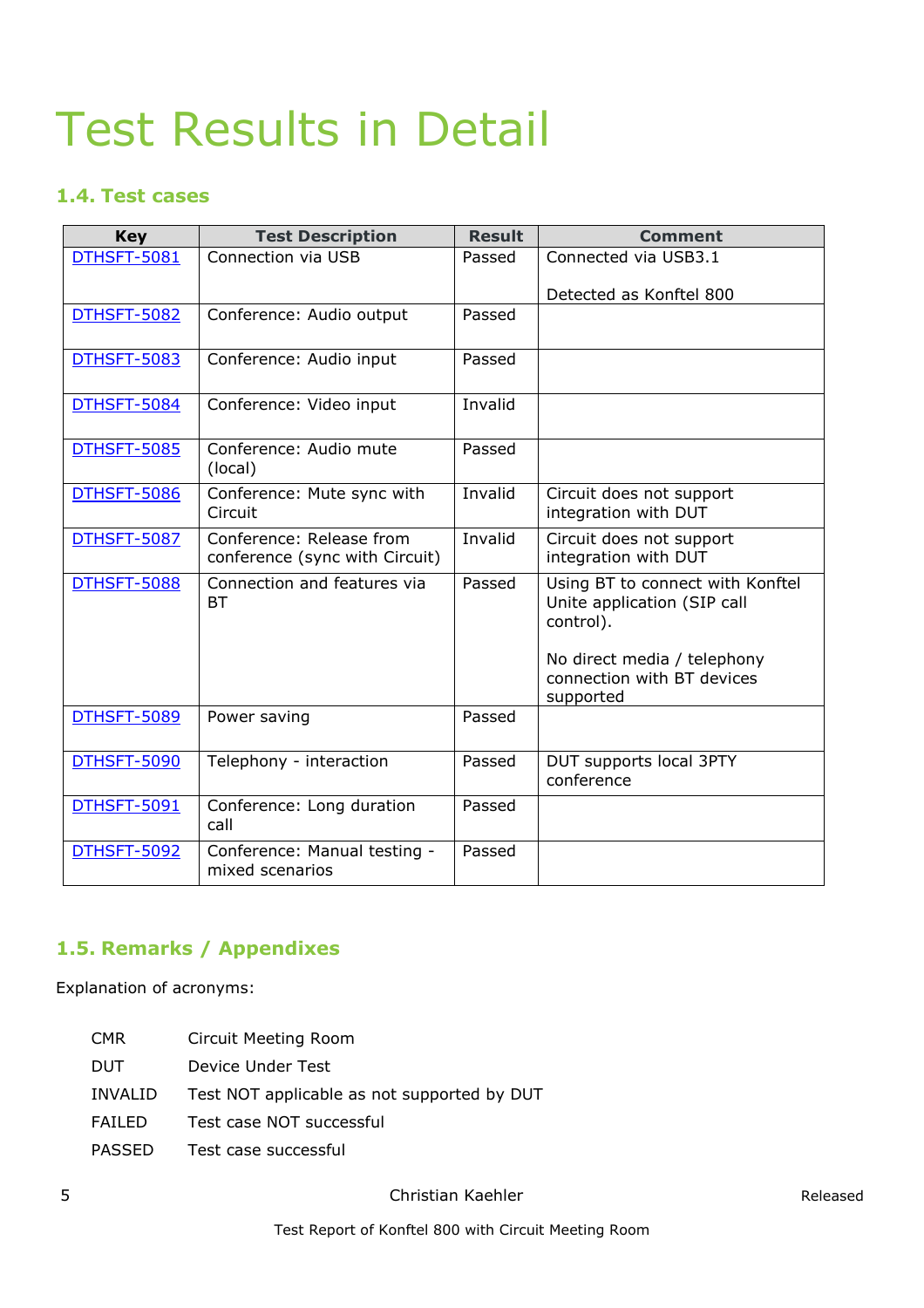# Test Results in Detail

## 1.4. Test cases

| Key | Test Description | Result | Comment |
|---|---|---|---|
| DTHSFT-5081 | Connection via USB | Passed | Connected via USB3.1<br><br>Detected as Konftel 800 |
| DTHSFT-5082 | Conference: Audio output | Passed | |
| DTHSFT-5083 | Conference: Audio input | Passed | |
| DTHSFT-5084 | Conference: Video input | Invalid | |
| DTHSFT-5085 | Conference: Audio mute (local) | Passed | |
| DTHSFT-5086 | Conference: Mute sync with Circuit | Invalid | Circuit does not support integration with DUT |
| DTHSFT-5087 | Conference: Release from conference (sync with Circuit) | Invalid | Circuit does not support integration with DUT |
| DTHSFT-5088 | Connection and features via BT | Passed | Using BT to connect with Konftel Unite application (SIP call control).<br><br>No direct media / telephony connection with BT devices supported |
| DTHSFT-5089 | Power saving | Passed | |
| DTHSFT-5090 | Telephony - interaction | Passed | DUT supports local 3PTY conference |
| DTHSFT-5091 | Conference: Long duration call | Passed | |
| DTHSFT-5092 | Conference: Manual testing - mixed scenarios | Passed | |

## 1.5. Remarks / Appendixes

Explanation of acronyms:

| | |
|---|---|
| CMR | Circuit Meeting Room |
| DUT | Device Under Test |
| INVALID | Test NOT applicable as not supported by DUT |
| FAILED | Test case NOT successful |
| PASSED | Test case successful |